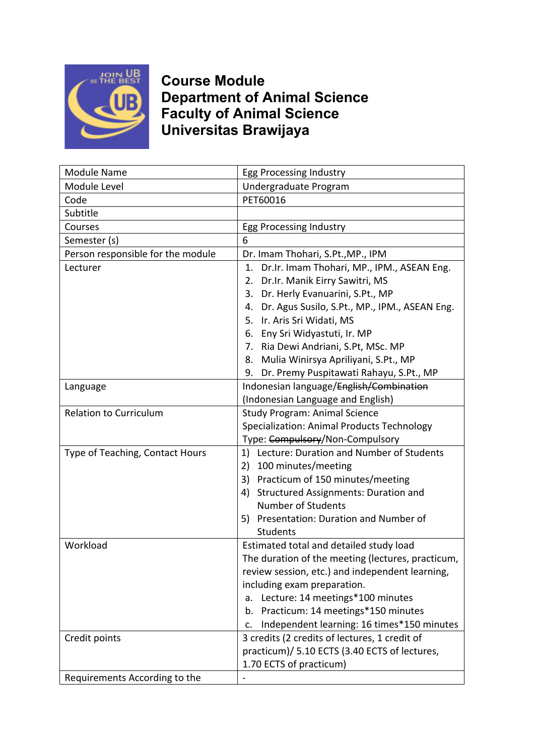# Course Module
# Department of Animal Science
# Faculty of Animal Science
# Universitas Brawijaya

| Module Name | Egg Processing Industry |
|---|---|
| Module Level | Undergraduate Program |
| Code | PET60016 |
| Subtitle | |
| Courses | Egg Processing Industry |
| Semester (s) | 6 |
| Person responsible for the module | Dr. Imam Thohari, S.Pt.,MP., IPM |
| Lecturer | 1. Dr.Ir. Imam Thohari, MP., IPM., ASEAN Eng.<br>2. Dr.Ir. Manik Eirry Sawitri, MS<br>3. Dr. Herly Evanuarini, S.Pt., MP<br>4. Dr. Agus Susilo, S.Pt., MP., IPM., ASEAN Eng.<br>5. Ir. Aris Sri Widati, MS<br>6. Eny Sri Widyastuti, Ir. MP<br>7. Ria Dewi Andriani, S.Pt, MSc. MP<br>8. Mulia Winirsya Apriliyani, S.Pt., MP<br>9. Dr. Premy Puspitawati Rahayu, S.Pt., MP |
| Language | Indonesian language/~~English/Combination~~ (Indonesian Language and English) |
| Relation to Curriculum | Study Program: Animal Science<br>Specialization: Animal Products Technology<br>Type: ~~Compulsory~~/Non-Compulsory |
| Type of Teaching, Contact Hours | 1) Lecture: Duration and Number of Students<br>2) 100 minutes/meeting<br>3) Practicum of 150 minutes/meeting<br>4) Structured Assignments: Duration and Number of Students<br>5) Presentation: Duration and Number of Students |
| Workload | Estimated total and detailed study load<br>The duration of the meeting (lectures, practicum, review session, etc.) and independent learning, including exam preparation.<br>a. Lecture: 14 meetings*100 minutes<br>b. Practicum: 14 meetings*150 minutes<br>c. Independent learning: 16 times*150 minutes |
| Credit points | 3 credits (2 credits of lectures, 1 credit of practicum)/ 5.10 ECTS (3.40 ECTS of lectures, 1.70 ECTS of practicum) |
| Requirements According to the | - |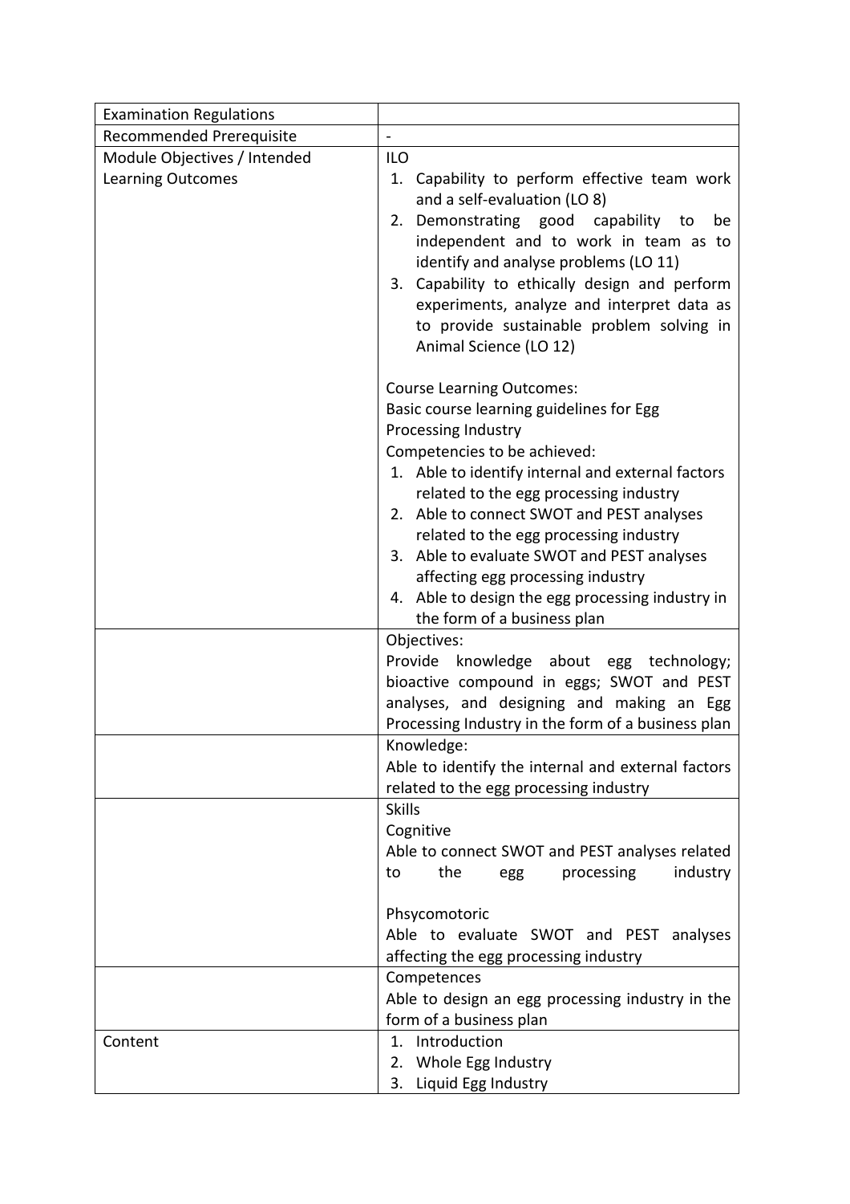| Examination Regulations | |
|---|---|
| Recommended Prerequisite | - |
| Module Objectives / Intended Learning Outcomes | ILO<br>1. Capability to perform effective team work and a self-evaluation (LO 8)<br>2. Demonstrating good capability to be independent and to work in team as to identify and analyse problems (LO 11)<br>3. Capability to ethically design and perform experiments, analyze and interpret data as to provide sustainable problem solving in Animal Science (LO 12)<br><br>Course Learning Outcomes:<br>Basic course learning guidelines for Egg Processing Industry<br>Competencies to be achieved:<br>1. Able to identify internal and external factors related to the egg processing industry<br>2. Able to connect SWOT and PEST analyses related to the egg processing industry<br>3. Able to evaluate SWOT and PEST analyses affecting egg processing industry<br>4. Able to design the egg processing industry in the form of a business plan |
| | Objectives:<br>Provide knowledge about egg technology; bioactive compound in eggs; SWOT and PEST analyses, and designing and making an Egg Processing Industry in the form of a business plan |
| | Knowledge:<br>Able to identify the internal and external factors related to the egg processing industry |
| | Skills<br>Cognitive<br>Able to connect SWOT and PEST analyses related to the egg processing industry<br><br>Phsycomotoric<br>Able to evaluate SWOT and PEST analyses affecting the egg processing industry |
| | Competences<br>Able to design an egg processing industry in the form of a business plan |
| Content | 1. Introduction<br>2. Whole Egg Industry<br>3. Liquid Egg Industry |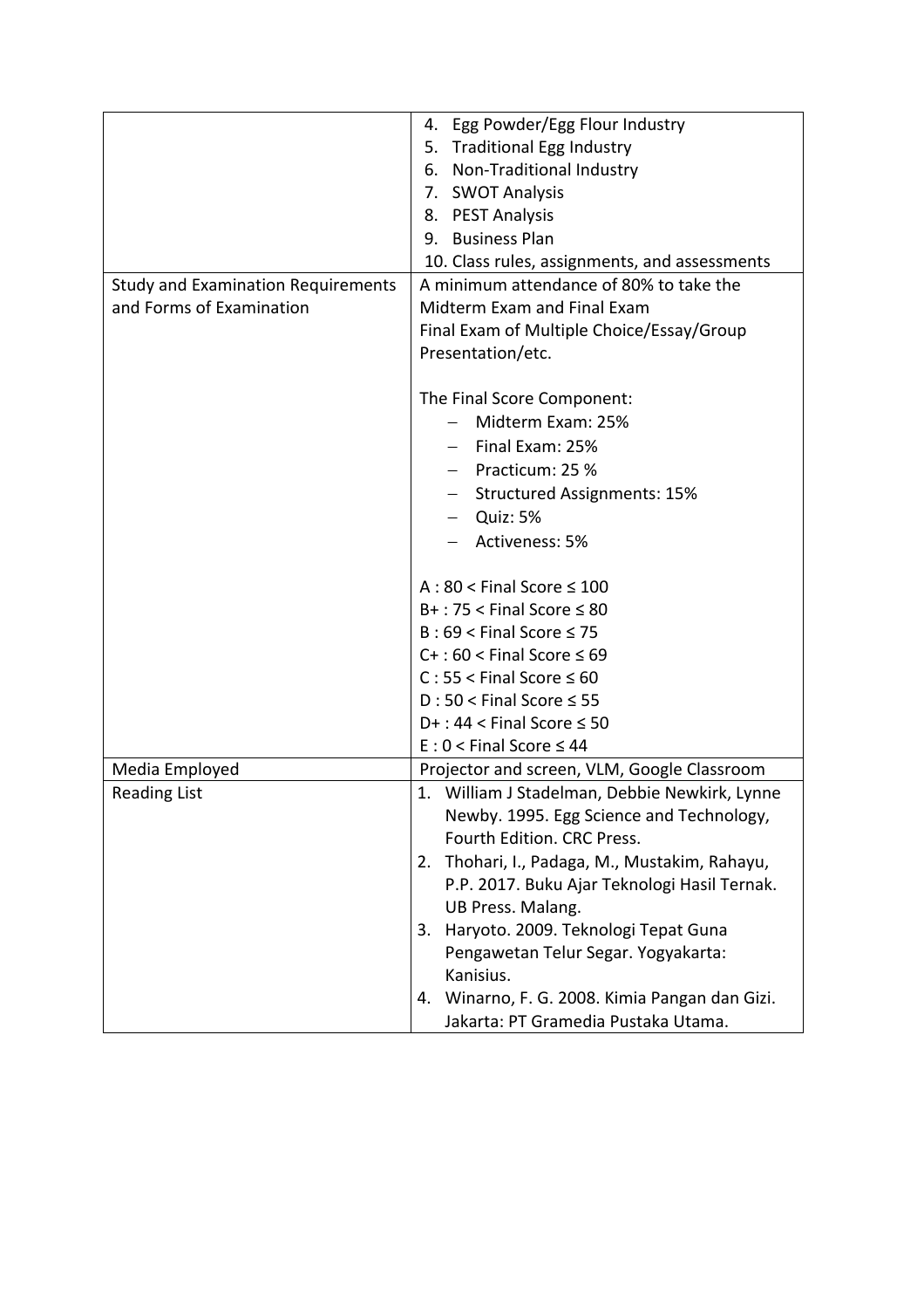| | |
|---|---|
| | 4. Egg Powder/Egg Flour Industry<br>5. Traditional Egg Industry<br>6. Non-Traditional Industry<br>7. SWOT Analysis<br>8. PEST Analysis<br>9. Business Plan<br>10. Class rules, assignments, and assessments |
| Study and Examination Requirements and Forms of Examination | A minimum attendance of 80% to take the Midterm Exam and Final Exam<br>Final Exam of Multiple Choice/Essay/Group Presentation/etc.<br><br>The Final Score Component:<br>– Midterm Exam: 25%<br>– Final Exam: 25%<br>– Practicum: 25 %<br>– Structured Assignments: 15%<br>– Quiz: 5%<br>– Activeness: 5%<br><br>A : 80 < Final Score ≤ 100<br>B+ : 75 < Final Score ≤ 80<br>B : 69 < Final Score ≤ 75<br>C+ : 60 < Final Score ≤ 69<br>C : 55 < Final Score ≤ 60<br>D : 50 < Final Score ≤ 55<br>D+ : 44 < Final Score ≤ 50<br>E : 0 < Final Score ≤ 44 |
| Media Employed | Projector and screen, VLM, Google Classroom |
| Reading List | 1. William J Stadelman, Debbie Newkirk, Lynne Newby. 1995. Egg Science and Technology, Fourth Edition. CRC Press.<br>2. Thohari, I., Padaga, M., Mustakim, Rahayu, P.P. 2017. Buku Ajar Teknologi Hasil Ternak. UB Press. Malang.<br>3. Haryoto. 2009. Teknologi Tepat Guna Pengawetan Telur Segar. Yogyakarta: Kanisius.<br>4. Winarno, F. G. 2008. Kimia Pangan dan Gizi. Jakarta: PT Gramedia Pustaka Utama. |